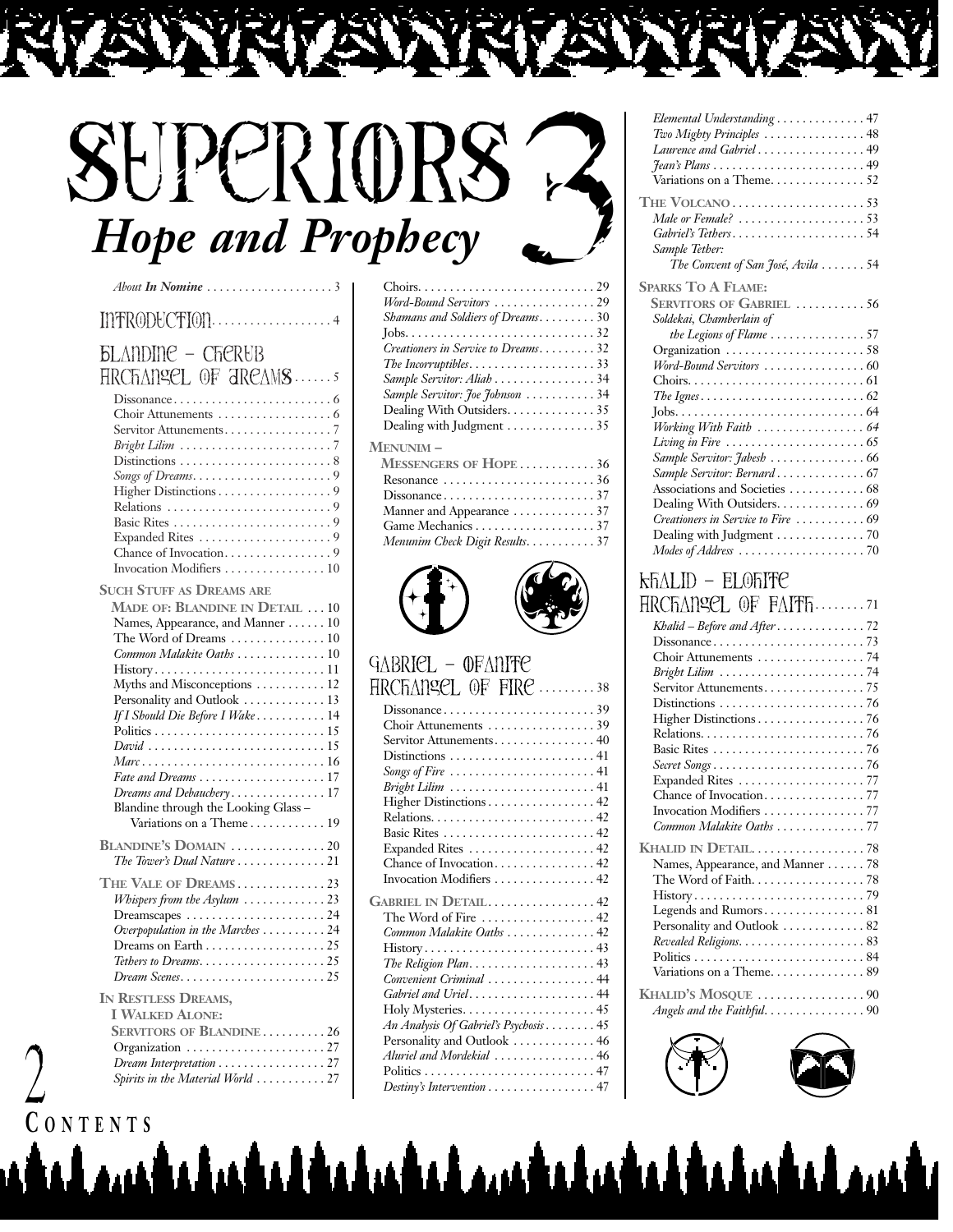# Superiors 3

## *Hope and Prophecy*

*About **In Nomine*** . . . . . . . . . . 3

INTRODUCTION . . . . . . . . . . 4

BLANDINE – CHERUB ARCHANGEL OF DREAMS . . . . . . 5

- Dissonance . . . . . . . . . . 6
- Choir Attunements . . . . . . . . . . 6
- Servitor Attunements . . . . . . . . . . 7
- *Bright Lilim* . . . . . . . . . . 7
- Distinctions . . . . . . . . . . 8
- *Songs of Dreams* . . . . . . . . . . 9
- Higher Distinctions . . . . . . . . . . 9
- Relations . . . . . . . . . . 9
- Basic Rites . . . . . . . . . . 9
- Expanded Rites . . . . . . . . . . 9
- Chance of Invocation . . . . . . . . . . 9
- Invocation Modifiers . . . . . . . . . . 10

**SUCH STUFF AS DREAMS ARE MADE OF: BLANDINE IN DETAIL** . . . 10

- Names, Appearance, and Manner . . . . . . 10
- The Word of Dreams . . . . . . . . . . 10
- *Common Malakite Oaths* . . . . . . . . . . 10
- History . . . . . . . . . . 11
- Myths and Misconceptions . . . . . . . . . . 12
- Personality and Outlook . . . . . . . . . . 13
- *If I Should Die Before I Wake* . . . . . . . . . . 14
- Politics . . . . . . . . . . 15
- *David* . . . . . . . . . . 15
- *Marc* . . . . . . . . . . 16
- *Fate and Dreams* . . . . . . . . . . 17
- *Dreams and Debauchery* . . . . . . . . . . 17
- Blandine through the Looking Glass – Variations on a Theme . . . . . . . . . . 19

**BLANDINE'S DOMAIN** . . . . . . . . . . 20

- *The Tower's Dual Nature* . . . . . . . . . . 21

**THE VALE OF DREAMS** . . . . . . . . . . 23

- *Whispers from the Asylum* . . . . . . . . . . 23
- Dreamscapes . . . . . . . . . . 24
- *Overpopulation in the Marches* . . . . . . . . . . 24
- Dreams on Earth . . . . . . . . . . 25
- *Tethers to Dreams* . . . . . . . . . . 25
- *Dream Scenes* . . . . . . . . . . 25

**IN RESTLESS DREAMS, I WALKED ALONE: SERVITORS OF BLANDINE** . . . . . . . . . . 26

- Organization . . . . . . . . . . 27
- *Dream Interpretation* . . . . . . . . . . 27
- *Spirits in the Material World* . . . . . . . . . . 27
- Choirs . . . . . . . . . . 29
- *Word-Bound Servitors* . . . . . . . . . . 29
- *Shamans and Soldiers of Dreams* . . . . . . . . . . 30
- Jobs . . . . . . . . . . 32
- *Creationers in Service to Dreams* . . . . . . . . . . 32
- *The Incorruptibles* . . . . . . . . . . 33
- *Sample Servitor: Aliah* . . . . . . . . . . 34
- *Sample Servitor: Joe Johnson* . . . . . . . . . . 34
- Dealing With Outsiders . . . . . . . . . . 35
- Dealing with Judgment . . . . . . . . . . 35

**MENUNIM – MESSENGERS OF HOPE** . . . . . . . . . . 36

- Resonance . . . . . . . . . . 36
- Dissonance . . . . . . . . . . 37
- Manner and Appearance . . . . . . . . . . 37
- Game Mechanics . . . . . . . . . . 37
- *Menunim Check Digit Results* . . . . . . . . . . 37

GABRIEL – OFANITE ARCHANGEL OF FIRE . . . . . . . . . . 38

- Dissonance . . . . . . . . . . 39
- Choir Attunements . . . . . . . . . . 39
- Servitor Attunements . . . . . . . . . . 40
- Distinctions . . . . . . . . . . 41
- *Songs of Fire* . . . . . . . . . . 41
- *Bright Lilim* . . . . . . . . . . 41
- Higher Distinctions . . . . . . . . . . 42
- Relations . . . . . . . . . . 42
- Basic Rites . . . . . . . . . . 42
- Expanded Rites . . . . . . . . . . 42
- Chance of Invocation . . . . . . . . . . 42
- Invocation Modifiers . . . . . . . . . . 42

**GABRIEL IN DETAIL** . . . . . . . . . . 42

- The Word of Fire . . . . . . . . . . 42
- *Common Malakite Oaths* . . . . . . . . . . 42
- History . . . . . . . . . . 43
- *The Religion Plan* . . . . . . . . . . 43
- *Convenient Criminal* . . . . . . . . . . 44
- *Gabriel and Uriel* . . . . . . . . . . 44
- Holy Mysteries . . . . . . . . . . 45
- *An Analysis Of Gabriel's Psychosis* . . . . . . . . . . 45
- Personality and Outlook . . . . . . . . . . 46
- *Aluriel and Mordekial* . . . . . . . . . . 46
- Politics . . . . . . . . . . 47
- *Destiny's Intervention* . . . . . . . . . . 47
- *Elemental Understanding* . . . . . . . . . . 47
- *Two Mighty Principles* . . . . . . . . . . 48
- *Laurence and Gabriel* . . . . . . . . . . 49
- *Jean's Plans* . . . . . . . . . . 49
- Variations on a Theme . . . . . . . . . . 52

**THE VOLCANO** . . . . . . . . . . 53

- *Male or Female?* . . . . . . . . . . 53
- *Gabriel's Tethers* . . . . . . . . . . 54
- *Sample Tether: The Convent of San José, Avila* . . . . . . . 54

**SPARKS TO A FLAME: SERVITORS OF GABRIEL** . . . . . . . . . . 56

- *Soldekai, Chamberlain of the Legions of Flame* . . . . . . . . . . 57
- Organization . . . . . . . . . . 58
- *Word-Bound Servitors* . . . . . . . . . . 60
- Choirs . . . . . . . . . . 61
- *The Ignes* . . . . . . . . . . 62
- Jobs . . . . . . . . . . 64
- *Working With Faith* . . . . . . . . . . *64*
- Living in Fire . . . . . . . . . . 65
- *Sample Servitor: Jabesh* . . . . . . . . . . 66
- *Sample Servitor: Bernard* . . . . . . . . . . 67
- Associations and Societies . . . . . . . . . . 68
- Dealing With Outsiders . . . . . . . . . . 69
- *Creationers in Service to Fire* . . . . . . . . . . 69
- Dealing with Judgment . . . . . . . . . . 70
- *Modes of Address* . . . . . . . . . . 70

KHALID – ELOHITE ARCHANGEL OF FAITH . . . . . . . . 71

- *Khalid – Before and After* . . . . . . . . . . 72
- Dissonance . . . . . . . . . . 73
- Choir Attunements . . . . . . . . . . 74
- *Bright Lilim* . . . . . . . . . . 74
- Servitor Attunements . . . . . . . . . . 75
- Distinctions . . . . . . . . . . 76
- Higher Distinctions . . . . . . . . . . 76
- Relations . . . . . . . . . . 76
- Basic Rites . . . . . . . . . . 76
- *Secret Songs* . . . . . . . . . . 76
- Expanded Rites . . . . . . . . . . 77
- Chance of Invocation . . . . . . . . . . 77
- Invocation Modifiers . . . . . . . . . . 77
- *Common Malakite Oaths* . . . . . . . . . . 77

**KHALID IN DETAIL** . . . . . . . . . . 78

- Names, Appearance, and Manner . . . . . . 78
- The Word of Faith . . . . . . . . . . 78
- History . . . . . . . . . . 79
- Legends and Rumors . . . . . . . . . . 81
- Personality and Outlook . . . . . . . . . . 82
- *Revealed Religions* . . . . . . . . . . 83
- Politics . . . . . . . . . . 84
- Variations on a Theme . . . . . . . . . . 89

**KHALID'S MOSQUE** . . . . . . . . . . 90

- *Angels and the Faithful* . . . . . . . . . . 90

CONTENTS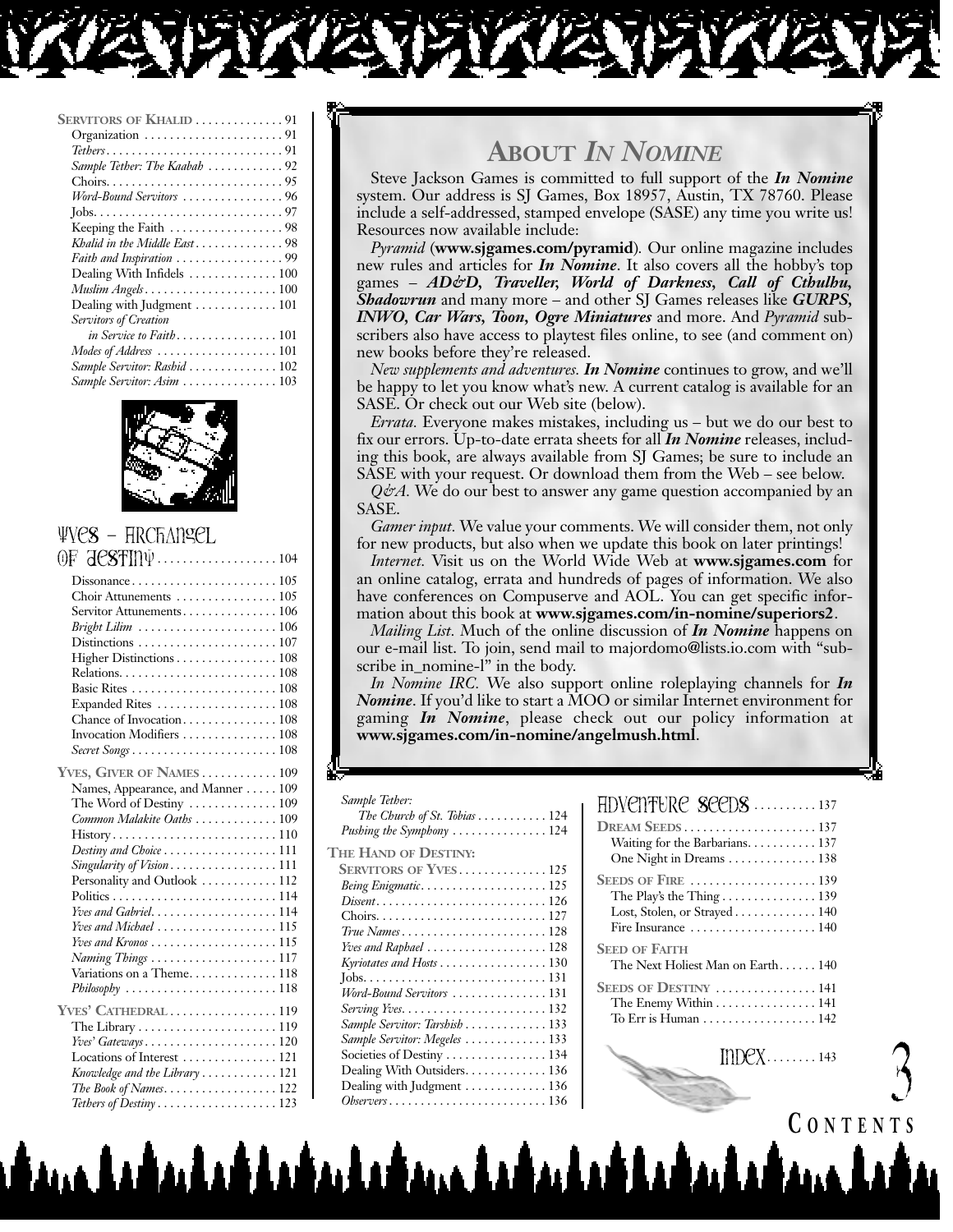**Servitors of Khalid** . . . . . . . . . . . . . 91
Organization . . . . . . . . . . . . . . . . . . . . . . 91
*Tethers* . . . . . . . . . . . . . . . . . . . . . . . . . . . 91
*Sample Tether: The Kaabah* . . . . . . . . . . . 92
Choirs . . . . . . . . . . . . . . . . . . . . . . . . . . . 95
*Word-Bound Servitors* . . . . . . . . . . . . . . . 96
Jobs . . . . . . . . . . . . . . . . . . . . . . . . . . . . . 97
Keeping the Faith . . . . . . . . . . . . . . . . . . 98
*Khalid in the Middle East* . . . . . . . . . . . . . 98
*Faith and Inspiration* . . . . . . . . . . . . . . . . 99
Dealing With Infidels . . . . . . . . . . . . . . 100
*Muslim Angels* . . . . . . . . . . . . . . . . . . . . 100
Dealing with Judgment . . . . . . . . . . . . . 101
*Servitors of Creation in Service to Faith* . . . . . . . . . . . . . . . . 101
*Modes of Address* . . . . . . . . . . . . . . . . . . 101
*Sample Servitor: Rashid* . . . . . . . . . . . . . . 102
*Sample Servitor: Asim* . . . . . . . . . . . . . . . 103

## Yves – Archangel of Destiny . . . . . . . . . . . . . . . . . . . 104

Dissonance . . . . . . . . . . . . . . . . . . . . . . . 105
Choir Attunements . . . . . . . . . . . . . . . . 105
Servitor Attunements . . . . . . . . . . . . . . . 106
*Bright Lilim* . . . . . . . . . . . . . . . . . . . . . . 106
Distinctions . . . . . . . . . . . . . . . . . . . . . . 107
Higher Distinctions . . . . . . . . . . . . . . . . 108
Relations . . . . . . . . . . . . . . . . . . . . . . . . . 108
Basic Rites . . . . . . . . . . . . . . . . . . . . . . . 108
Expanded Rites . . . . . . . . . . . . . . . . . . . 108
Chance of Invocation . . . . . . . . . . . . . . . 108
Invocation Modifiers . . . . . . . . . . . . . . . 108
*Secret Songs* . . . . . . . . . . . . . . . . . . . . . . 108

**Yves, Giver of Names** . . . . . . . . . . . . 109
Names, Appearance, and Manner . . . . . 109
The Word of Destiny . . . . . . . . . . . . . . 109
*Common Malakite Oaths* . . . . . . . . . . . . . 109
History . . . . . . . . . . . . . . . . . . . . . . . . . . 110
*Destiny and Choice* . . . . . . . . . . . . . . . . . . 111
*Singularity of Vision* . . . . . . . . . . . . . . . . . 111
Personality and Outlook . . . . . . . . . . . . 112
Politics . . . . . . . . . . . . . . . . . . . . . . . . . . 114
*Yves and Gabriel* . . . . . . . . . . . . . . . . . . . 114
*Yves and Michael* . . . . . . . . . . . . . . . . . . . 115
*Yves and Kronos* . . . . . . . . . . . . . . . . . . . . 115
*Naming Things* . . . . . . . . . . . . . . . . . . . . 117
Variations on a Theme . . . . . . . . . . . . . 118
*Philosophy* . . . . . . . . . . . . . . . . . . . . . . . . 118

**Yves' Cathedral** . . . . . . . . . . . . . . . . . 119
The Library . . . . . . . . . . . . . . . . . . . . . . 119
*Yves' Gateways* . . . . . . . . . . . . . . . . . . . . . 120
Locations of Interest . . . . . . . . . . . . . . . 121
*Knowledge and the Library* . . . . . . . . . . . . 121
*The Book of Names* . . . . . . . . . . . . . . . . . . 122
*Tethers of Destiny* . . . . . . . . . . . . . . . . . . . 123
*Sample Tether: The Church of St. Tobias* . . . . . . . . . . . 124
*Pushing the Symphony* . . . . . . . . . . . . . . . 124

**The Hand of Destiny: Servitors of Yves** . . . . . . . . . . . . . 125
*Being Enigmatic* . . . . . . . . . . . . . . . . . . . . 125
*Dissent* . . . . . . . . . . . . . . . . . . . . . . . . . . . 126
Choirs . . . . . . . . . . . . . . . . . . . . . . . . . . . 127
*True Names* . . . . . . . . . . . . . . . . . . . . . . . 128
*Yves and Raphael* . . . . . . . . . . . . . . . . . . . 128
*Kyriotates and Hosts* . . . . . . . . . . . . . . . . . 130
Jobs . . . . . . . . . . . . . . . . . . . . . . . . . . . . . 131
*Word-Bound Servitors* . . . . . . . . . . . . . . . 131
*Serving Yves* . . . . . . . . . . . . . . . . . . . . . . . 132
*Sample Servitor: Tarshish* . . . . . . . . . . . . . 133
*Sample Servitor: Megeles* . . . . . . . . . . . . . 133
Societies of Destiny . . . . . . . . . . . . . . . . 134
Dealing With Outsiders . . . . . . . . . . . . . 136
Dealing with Judgment . . . . . . . . . . . . . 136
*Observers* . . . . . . . . . . . . . . . . . . . . . . . . . 136

## Adventure Seeds . . . . . . . . . . 137

**Dream Seeds** . . . . . . . . . . . . . . . . . . . . . 137
Waiting for the Barbarians . . . . . . . . . . . 137
One Night in Dreams . . . . . . . . . . . . . . 138

**Seeds of Fire** . . . . . . . . . . . . . . . . . . . . 139
The Play's the Thing . . . . . . . . . . . . . . . 139
Lost, Stolen, or Strayed . . . . . . . . . . . . . 140
Fire Insurance . . . . . . . . . . . . . . . . . . . . 140

**Seed of Faith**
The Next Holiest Man on Earth . . . . . . 140

**Seeds of Destiny** . . . . . . . . . . . . . . . . 141
The Enemy Within . . . . . . . . . . . . . . . . 141
To Err is Human . . . . . . . . . . . . . . . . . . 142

## Index . . . . . . . . 143

## About *In Nomine*

Steve Jackson Games is committed to full support of the ***In Nomine*** system. Our address is SJ Games, Box 18957, Austin, TX 78760. Please include a self-addressed, stamped envelope (SASE) any time you write us! Resources now available include:

*Pyramid* (**www.sjgames.com/pyramid**). Our online magazine includes new rules and articles for ***In Nomine***. It also covers all the hobby's top games – ***AD&D, Traveller, World of Darkness, Call of Cthulhu, Shadowrun*** and many more – and other SJ Games releases like ***GURPS, INWO, Car Wars, Toon, Ogre Miniatures*** and more. And *Pyramid* subscribers also have access to playtest files online, to see (and comment on) new books before they're released.

*New supplements and adventures.* ***In Nomine*** continues to grow, and we'll be happy to let you know what's new. A current catalog is available for an SASE. Or check out our Web site (below).

*Errata.* Everyone makes mistakes, including us – but we do our best to fix our errors. Up-to-date errata sheets for all ***In Nomine*** releases, including this book, are always available from SJ Games; be sure to include an SASE with your request. Or download them from the Web – see below.

*Q&A.* We do our best to answer any game question accompanied by an SASE.

*Gamer input.* We value your comments. We will consider them, not only for new products, but also when we update this book on later printings!

*Internet.* Visit us on the World Wide Web at **www.sjgames.com** for an online catalog, errata and hundreds of pages of information. We also have conferences on Compuserve and AOL. You can get specific information about this book at **www.sjgames.com/in-nomine/superiors2**.

*Mailing List.* Much of the online discussion of ***In Nomine*** happens on our e-mail list. To join, send mail to majordomo@lists.io.com with "subscribe in_nomine-l" in the body.

*In Nomine IRC.* We also support online roleplaying channels for ***In Nomine***. If you'd like to start a MOO or similar Internet environment for gaming ***In Nomine***, please check out our policy information at **www.sjgames.com/in-nomine/angelmush.html**.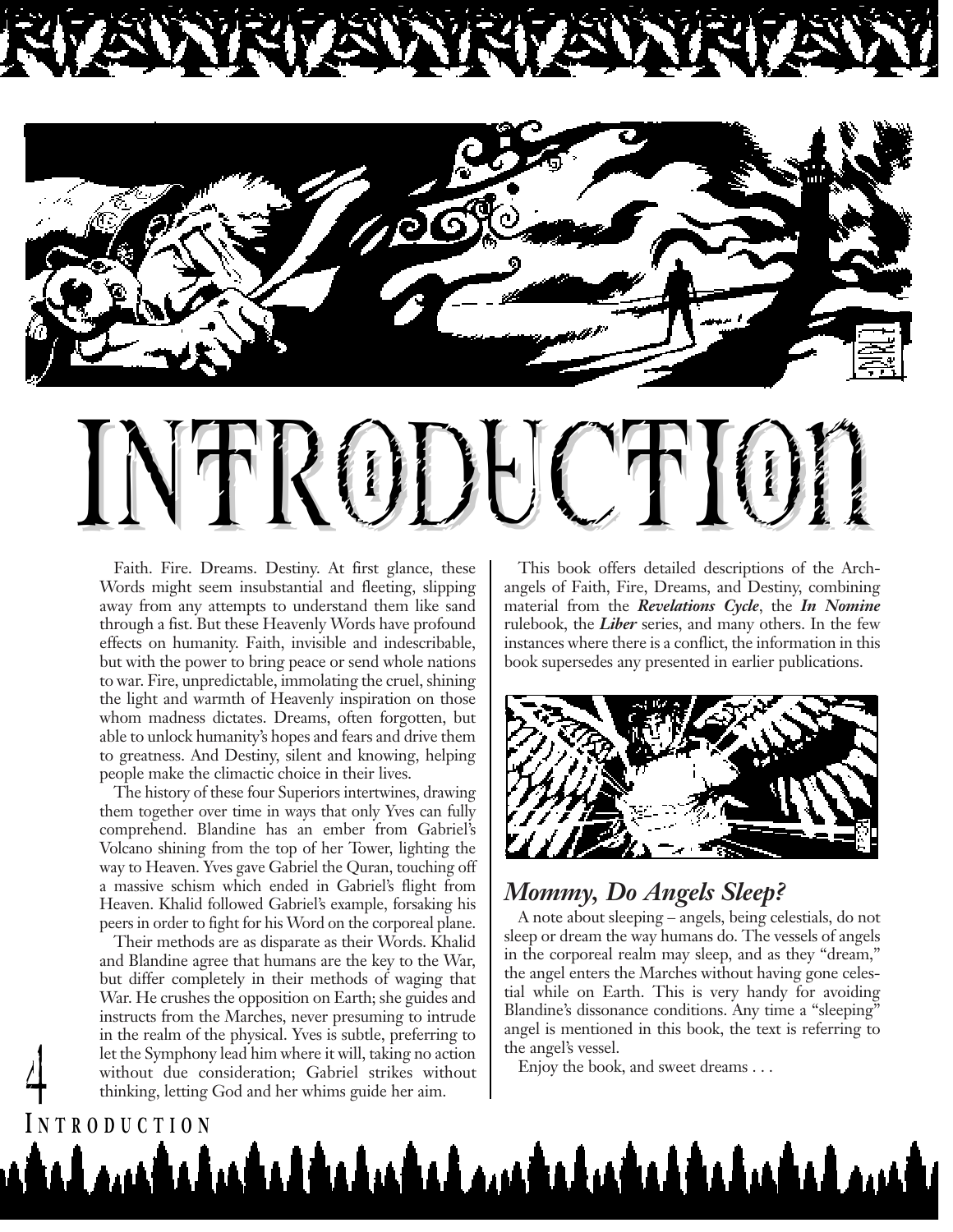# Introduction

Faith. Fire. Dreams. Destiny. At first glance, these Words might seem insubstantial and fleeting, slipping away from any attempts to understand them like sand through a fist. But these Heavenly Words have profound effects on humanity. Faith, invisible and indescribable, but with the power to bring peace or send whole nations to war. Fire, unpredictable, immolating the cruel, shining the light and warmth of Heavenly inspiration on those whom madness dictates. Dreams, often forgotten, but able to unlock humanity's hopes and fears and drive them to greatness. And Destiny, silent and knowing, helping people make the climactic choice in their lives.

The history of these four Superiors intertwines, drawing them together over time in ways that only Yves can fully comprehend. Blandine has an ember from Gabriel's Volcano shining from the top of her Tower, lighting the way to Heaven. Yves gave Gabriel the Quran, touching off a massive schism which ended in Gabriel's flight from Heaven. Khalid followed Gabriel's example, forsaking his peers in order to fight for his Word on the corporeal plane.

Their methods are as disparate as their Words. Khalid and Blandine agree that humans are the key to the War, but differ completely in their methods of waging that War. He crushes the opposition on Earth; she guides and instructs from the Marches, never presuming to intrude in the realm of the physical. Yves is subtle, preferring to let the Symphony lead him where it will, taking no action without due consideration; Gabriel strikes without thinking, letting God and her whims guide her aim.

This book offers detailed descriptions of the Archangels of Faith, Fire, Dreams, and Destiny, combining material from the ***Revelations Cycle***, the ***In Nomine*** rulebook, the ***Liber*** series, and many others. In the few instances where there is a conflict, the information in this book supersedes any presented in earlier publications.

## *Mommy, Do Angels Sleep?*

A note about sleeping – angels, being celestials, do not sleep or dream the way humans do. The vessels of angels in the corporeal realm may sleep, and as they "dream," the angel enters the Marches without having gone celestial while on Earth. This is very handy for avoiding Blandine's dissonance conditions. Any time a "sleeping" angel is mentioned in this book, the text is referring to the angel's vessel.

Enjoy the book, and sweet dreams . . .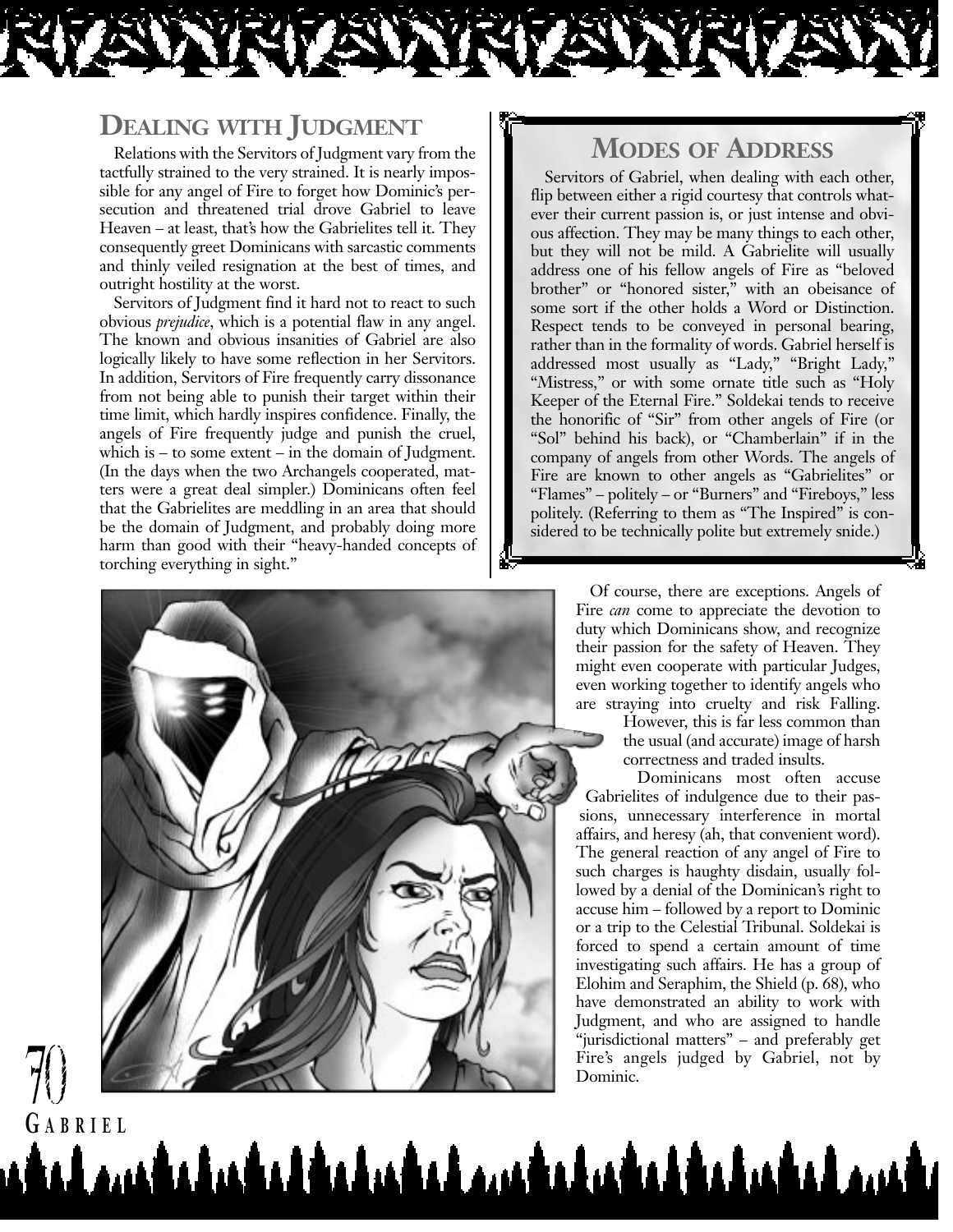## Dealing with Judgment

Relations with the Servitors of Judgment vary from the tactfully strained to the very strained. It is nearly impossible for any angel of Fire to forget how Dominic's persecution and threatened trial drove Gabriel to leave Heaven – at least, that's how the Gabrielites tell it. They consequently greet Dominicans with sarcastic comments and thinly veiled resignation at the best of times, and outright hostility at the worst.

Servitors of Judgment find it hard not to react to such obvious *prejudice*, which is a potential flaw in any angel. The known and obvious insanities of Gabriel are also logically likely to have some reflection in her Servitors. In addition, Servitors of Fire frequently carry dissonance from not being able to punish their target within their time limit, which hardly inspires confidence. Finally, the angels of Fire frequently judge and punish the cruel, which is – to some extent – in the domain of Judgment. (In the days when the two Archangels cooperated, matters were a great deal simpler.) Dominicans often feel that the Gabrielites are meddling in an area that should be the domain of Judgment, and probably doing more harm than good with their "heavy-handed concepts of torching everything in sight."

### Modes of Address

Servitors of Gabriel, when dealing with each other, flip between either a rigid courtesy that controls whatever their current passion is, or just intense and obvious affection. They may be many things to each other, but they will not be mild. A Gabrielite will usually address one of his fellow angels of Fire as "beloved brother" or "honored sister," with an obeisance of some sort if the other holds a Word or Distinction. Respect tends to be conveyed in personal bearing, rather than in the formality of words. Gabriel herself is addressed most usually as "Lady," "Bright Lady," "Mistress," or with some ornate title such as "Holy Keeper of the Eternal Fire." Soldekai tends to receive the honorific of "Sir" from other angels of Fire (or "Sol" behind his back), or "Chamberlain" if in the company of angels from other Words. The angels of Fire are known to other angels as "Gabrielites" or "Flames" – politely – or "Burners" and "Fireboys," less politely. (Referring to them as "The Inspired" is considered to be technically polite but extremely snide.)

Of course, there are exceptions. Angels of Fire *can* come to appreciate the devotion to duty which Dominicans show, and recognize their passion for the safety of Heaven. They might even cooperate with particular Judges, even working together to identify angels who are straying into cruelty and risk Falling. However, this is far less common than the usual (and accurate) image of harsh correctness and traded insults.

Dominicans most often accuse Gabrielites of indulgence due to their passions, unnecessary interference in mortal affairs, and heresy (ah, that convenient word). The general reaction of any angel of Fire to such charges is haughty disdain, usually followed by a denial of the Dominican's right to accuse him – followed by a report to Dominic or a trip to the Celestial Tribunal. Soldekai is forced to spend a certain amount of time investigating such affairs. He has a group of Elohim and Seraphim, the Shield (p. 68), who have demonstrated an ability to work with Judgment, and who are assigned to handle "jurisdictional matters" – and preferably get Fire's angels judged by Gabriel, not by Dominic.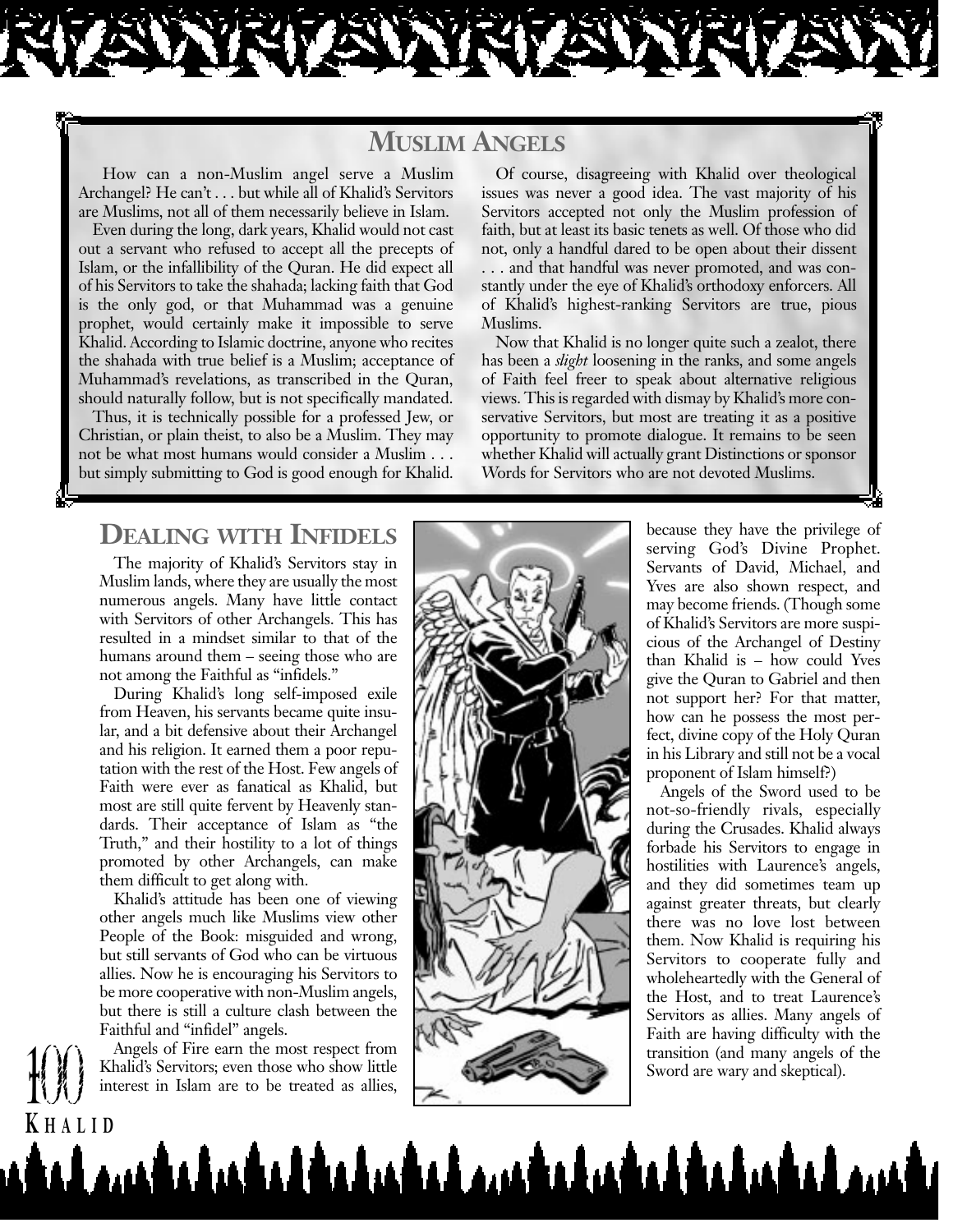## Muslim Angels

How can a non-Muslim angel serve a Muslim Archangel? He can't . . . but while all of Khalid's Servitors are Muslims, not all of them necessarily believe in Islam.

Even during the long, dark years, Khalid would not cast out a servant who refused to accept all the precepts of Islam, or the infallibility of the Quran. He did expect all of his Servitors to take the shahada; lacking faith that God is the only god, or that Muhammad was a genuine prophet, would certainly make it impossible to serve Khalid. According to Islamic doctrine, anyone who recites the shahada with true belief is a Muslim; acceptance of Muhammad's revelations, as transcribed in the Quran, should naturally follow, but is not specifically mandated.

Thus, it is technically possible for a professed Jew, or Christian, or plain theist, to also be a Muslim. They may not be what most humans would consider a Muslim . . . but simply submitting to God is good enough for Khalid.

Of course, disagreeing with Khalid over theological issues was never a good idea. The vast majority of his Servitors accepted not only the Muslim profession of faith, but at least its basic tenets as well. Of those who did not, only a handful dared to be open about their dissent . . . and that handful was never promoted, and was constantly under the eye of Khalid's orthodoxy enforcers. All of Khalid's highest-ranking Servitors are true, pious Muslims.

Now that Khalid is no longer quite such a zealot, there has been a *slight* loosening in the ranks, and some angels of Faith feel freer to speak about alternative religious views. This is regarded with dismay by Khalid's more conservative Servitors, but most are treating it as a positive opportunity to promote dialogue. It remains to be seen whether Khalid will actually grant Distinctions or sponsor Words for Servitors who are not devoted Muslims.

## Dealing with Infidels

The majority of Khalid's Servitors stay in Muslim lands, where they are usually the most numerous angels. Many have little contact with Servitors of other Archangels. This has resulted in a mindset similar to that of the humans around them – seeing those who are not among the Faithful as "infidels."

During Khalid's long self-imposed exile from Heaven, his servants became quite insular, and a bit defensive about their Archangel and his religion. It earned them a poor reputation with the rest of the Host. Few angels of Faith were ever as fanatical as Khalid, but most are still quite fervent by Heavenly standards. Their acceptance of Islam as "the Truth," and their hostility to a lot of things promoted by other Archangels, can make them difficult to get along with.

Khalid's attitude has been one of viewing other angels much like Muslims view other People of the Book: misguided and wrong, but still servants of God who can be virtuous allies. Now he is encouraging his Servitors to be more cooperative with non-Muslim angels, but there is still a culture clash between the Faithful and "infidel" angels.

Angels of Fire earn the most respect from Khalid's Servitors; even those who show little interest in Islam are to be treated as allies, because they have the privilege of serving God's Divine Prophet. Servants of David, Michael, and Yves are also shown respect, and may become friends. (Though some of Khalid's Servitors are more suspicious of the Archangel of Destiny than Khalid is – how could Yves give the Quran to Gabriel and then not support her? For that matter, how can he possess the most perfect, divine copy of the Holy Quran in his Library and still not be a vocal proponent of Islam himself?)

Angels of the Sword used to be not-so-friendly rivals, especially during the Crusades. Khalid always forbade his Servitors to engage in hostilities with Laurence's angels, and they did sometimes team up against greater threats, but clearly there was no love lost between them. Now Khalid is requiring his Servitors to cooperate fully and wholeheartedly with the General of the Host, and to treat Laurence's Servitors as allies. Many angels of Faith are having difficulty with the transition (and many angels of the Sword are wary and skeptical).